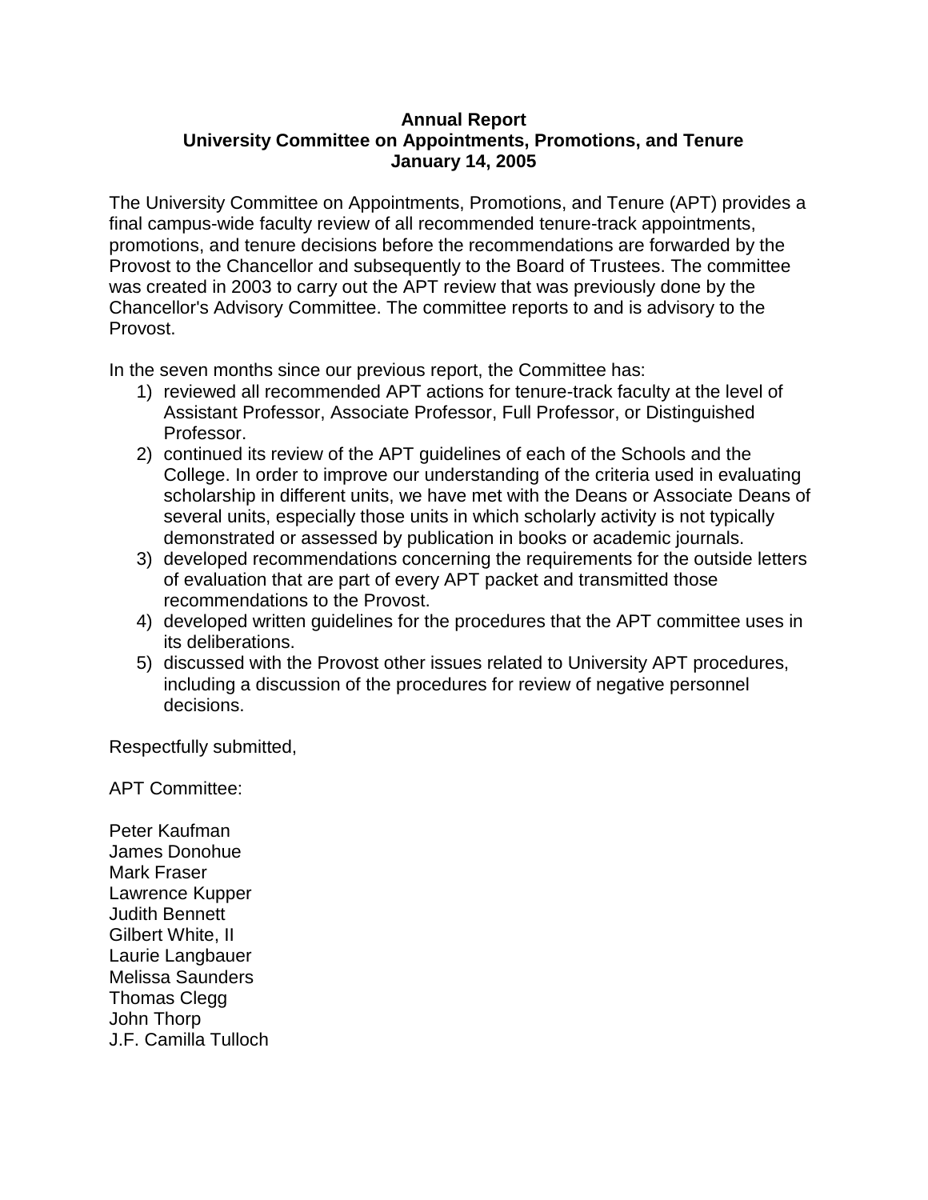**Annual Report**
**University Committee on Appointments, Promotions, and Tenure**
**January 14, 2005**

The University Committee on Appointments, Promotions, and Tenure (APT) provides a final campus-wide faculty review of all recommended tenure-track appointments, promotions, and tenure decisions before the recommendations are forwarded by the Provost to the Chancellor and subsequently to the Board of Trustees. The committee was created in 2003 to carry out the APT review that was previously done by the Chancellor's Advisory Committee. The committee reports to and is advisory to the Provost.

In the seven months since our previous report, the Committee has:

1) reviewed all recommended APT actions for tenure-track faculty at the level of Assistant Professor, Associate Professor, Full Professor, or Distinguished Professor.
2) continued its review of the APT guidelines of each of the Schools and the College. In order to improve our understanding of the criteria used in evaluating scholarship in different units, we have met with the Deans or Associate Deans of several units, especially those units in which scholarly activity is not typically demonstrated or assessed by publication in books or academic journals.
3) developed recommendations concerning the requirements for the outside letters of evaluation that are part of every APT packet and transmitted those recommendations to the Provost.
4) developed written guidelines for the procedures that the APT committee uses in its deliberations.
5) discussed with the Provost other issues related to University APT procedures, including a discussion of the procedures for review of negative personnel decisions.

Respectfully submitted,

APT Committee:

Peter Kaufman
James Donohue
Mark Fraser
Lawrence Kupper
Judith Bennett
Gilbert White, II
Laurie Langbauer
Melissa Saunders
Thomas Clegg
John Thorp
J.F. Camilla Tulloch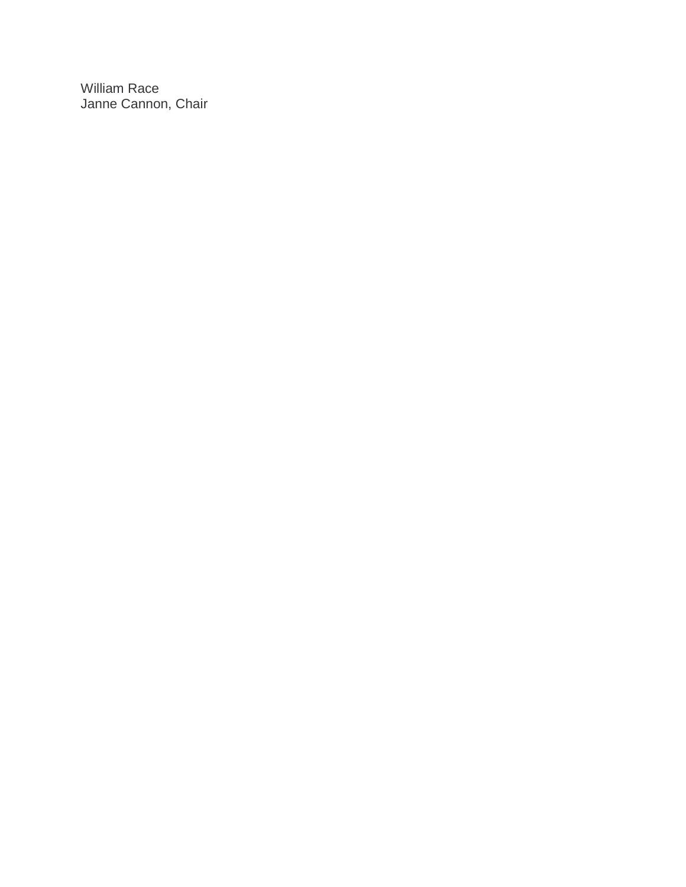William Race
Janne Cannon, Chair